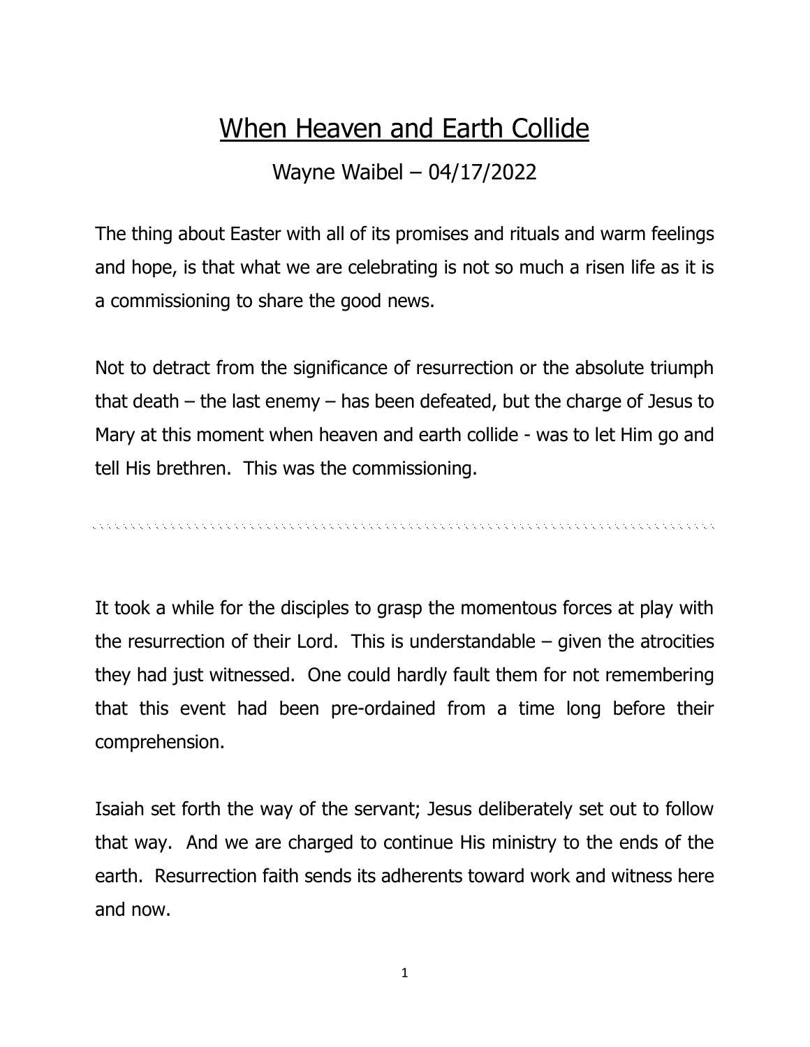# When Heaven and Earth Collide

Wayne Waibel – 04/17/2022

The thing about Easter with all of its promises and rituals and warm feelings and hope, is that what we are celebrating is not so much a risen life as it is a commissioning to share the good news.

Not to detract from the significance of resurrection or the absolute triumph that death – the last enemy – has been defeated, but the charge of Jesus to Mary at this moment when heaven and earth collide - was to let Him go and tell His brethren. This was the commissioning.

---

It took a while for the disciples to grasp the momentous forces at play with the resurrection of their Lord. This is understandable – given the atrocities they had just witnessed. One could hardly fault them for not remembering that this event had been pre-ordained from a time long before their comprehension.

Isaiah set forth the way of the servant; Jesus deliberately set out to follow that way. And we are charged to continue His ministry to the ends of the earth. Resurrection faith sends its adherents toward work and witness here and now.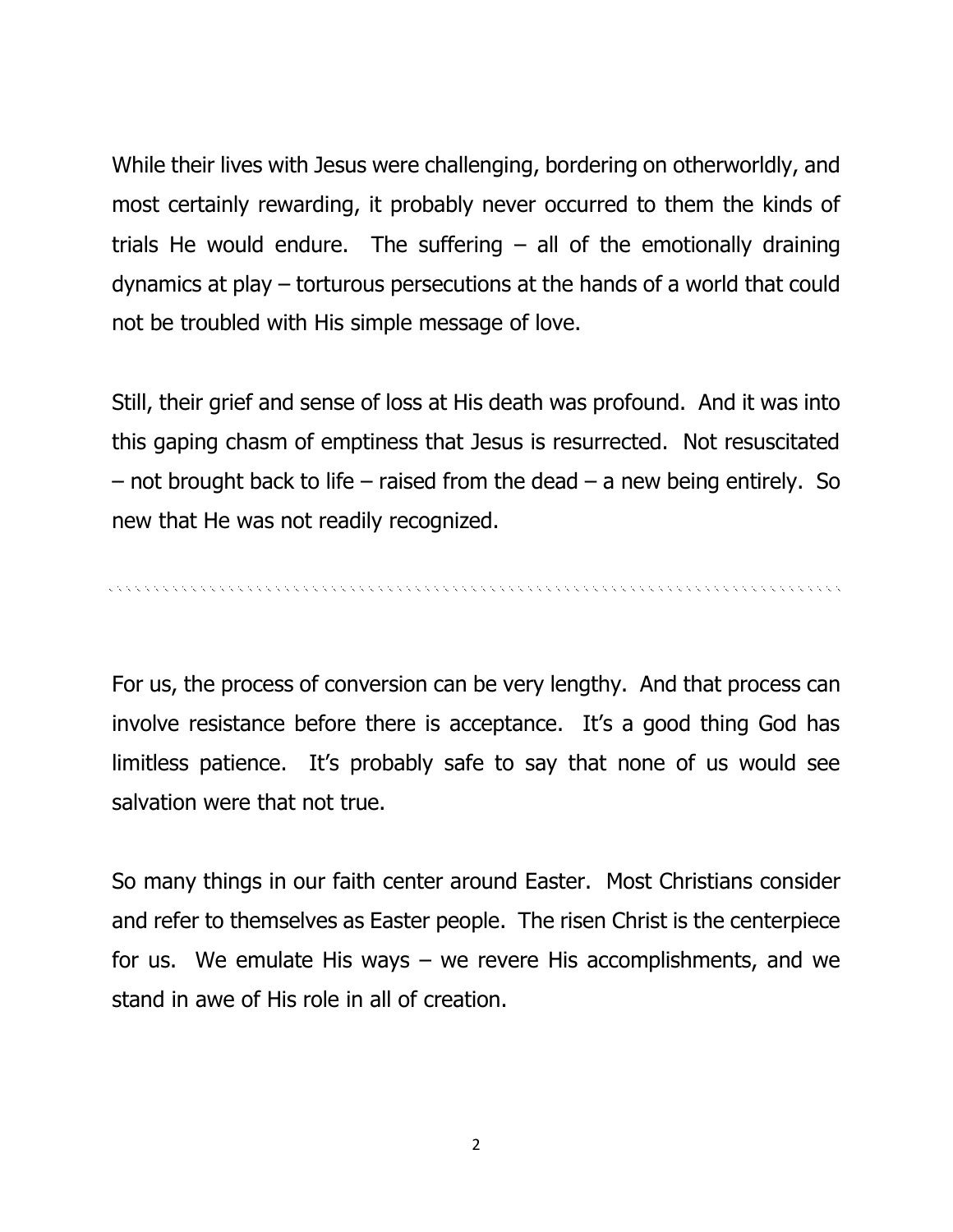While their lives with Jesus were challenging, bordering on otherworldly, and most certainly rewarding, it probably never occurred to them the kinds of trials He would endure.  The suffering – all of the emotionally draining dynamics at play – torturous persecutions at the hands of a world that could not be troubled with His simple message of love.

Still, their grief and sense of loss at His death was profound.  And it was into this gaping chasm of emptiness that Jesus is resurrected.  Not resuscitated – not brought back to life – raised from the dead – a new being entirely.  So new that He was not readily recognized.

---

For us, the process of conversion can be very lengthy.  And that process can involve resistance before there is acceptance.  It's a good thing God has limitless patience.  It's probably safe to say that none of us would see salvation were that not true.

So many things in our faith center around Easter.  Most Christians consider and refer to themselves as Easter people.  The risen Christ is the centerpiece for us.  We emulate His ways – we revere His accomplishments, and we stand in awe of His role in all of creation.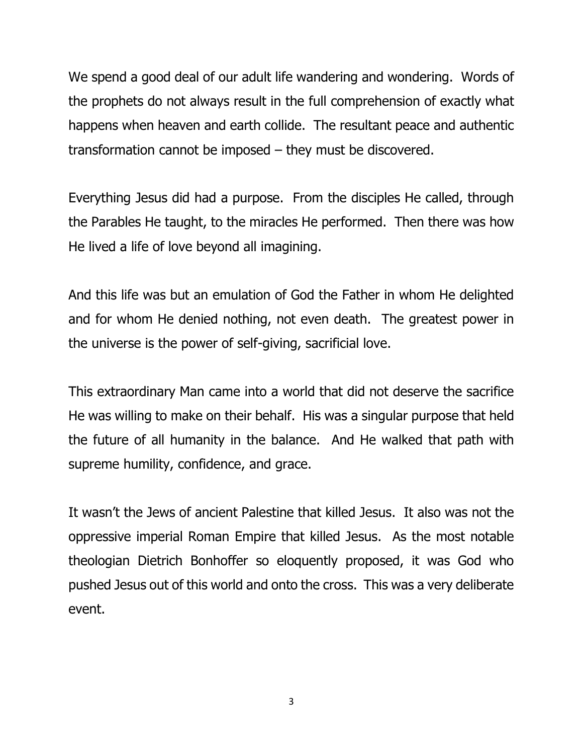We spend a good deal of our adult life wandering and wondering. Words of the prophets do not always result in the full comprehension of exactly what happens when heaven and earth collide. The resultant peace and authentic transformation cannot be imposed – they must be discovered.

Everything Jesus did had a purpose. From the disciples He called, through the Parables He taught, to the miracles He performed. Then there was how He lived a life of love beyond all imagining.

And this life was but an emulation of God the Father in whom He delighted and for whom He denied nothing, not even death. The greatest power in the universe is the power of self-giving, sacrificial love.

This extraordinary Man came into a world that did not deserve the sacrifice He was willing to make on their behalf. His was a singular purpose that held the future of all humanity in the balance. And He walked that path with supreme humility, confidence, and grace.

It wasn't the Jews of ancient Palestine that killed Jesus. It also was not the oppressive imperial Roman Empire that killed Jesus. As the most notable theologian Dietrich Bonhoffer so eloquently proposed, it was God who pushed Jesus out of this world and onto the cross. This was a very deliberate event.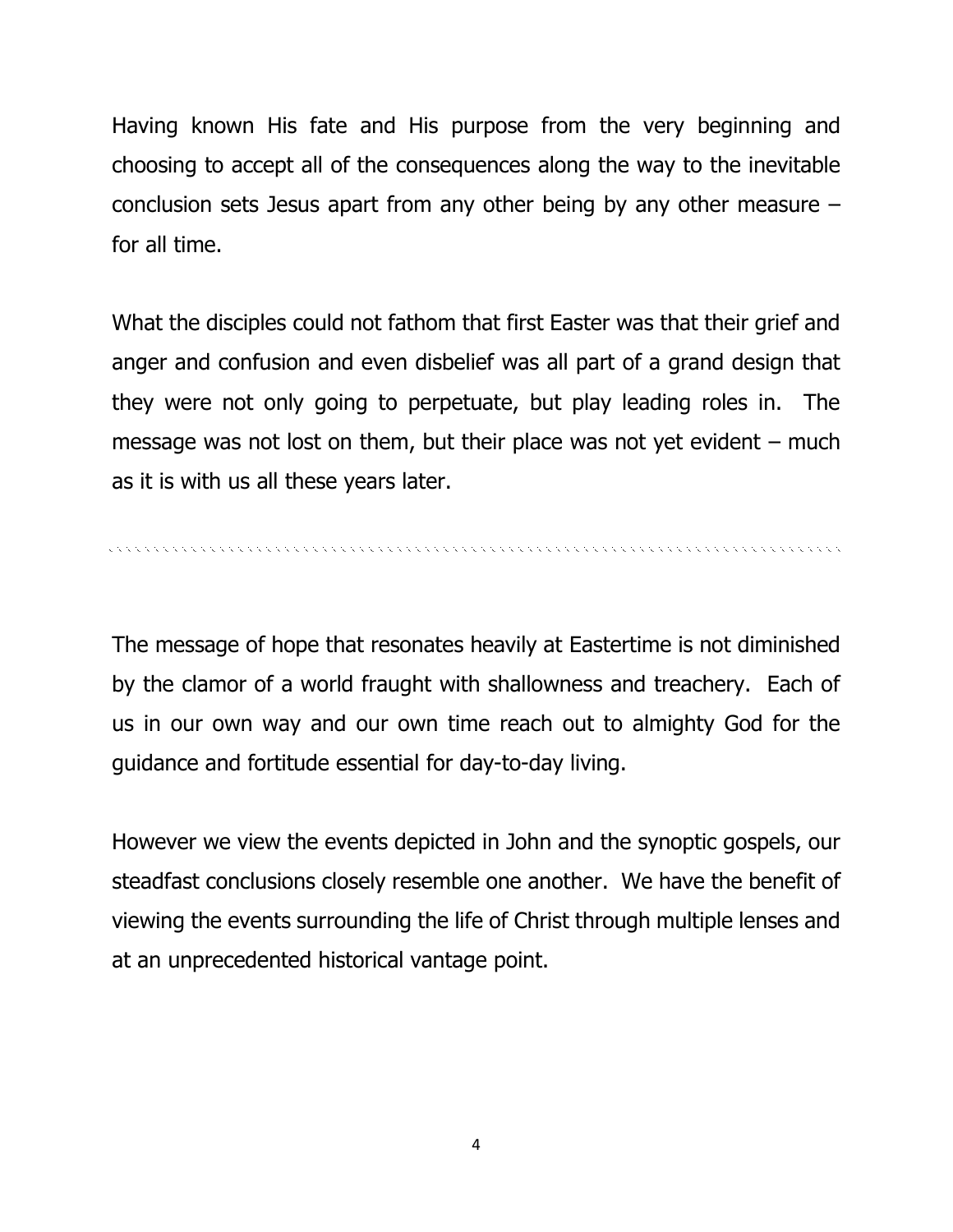Having known His fate and His purpose from the very beginning and choosing to accept all of the consequences along the way to the inevitable conclusion sets Jesus apart from any other being by any other measure – for all time.

What the disciples could not fathom that first Easter was that their grief and anger and confusion and even disbelief was all part of a grand design that they were not only going to perpetuate, but play leading roles in. The message was not lost on them, but their place was not yet evident – much as it is with us all these years later.

---

The message of hope that resonates heavily at Eastertime is not diminished by the clamor of a world fraught with shallowness and treachery. Each of us in our own way and our own time reach out to almighty God for the guidance and fortitude essential for day-to-day living.

However we view the events depicted in John and the synoptic gospels, our steadfast conclusions closely resemble one another. We have the benefit of viewing the events surrounding the life of Christ through multiple lenses and at an unprecedented historical vantage point.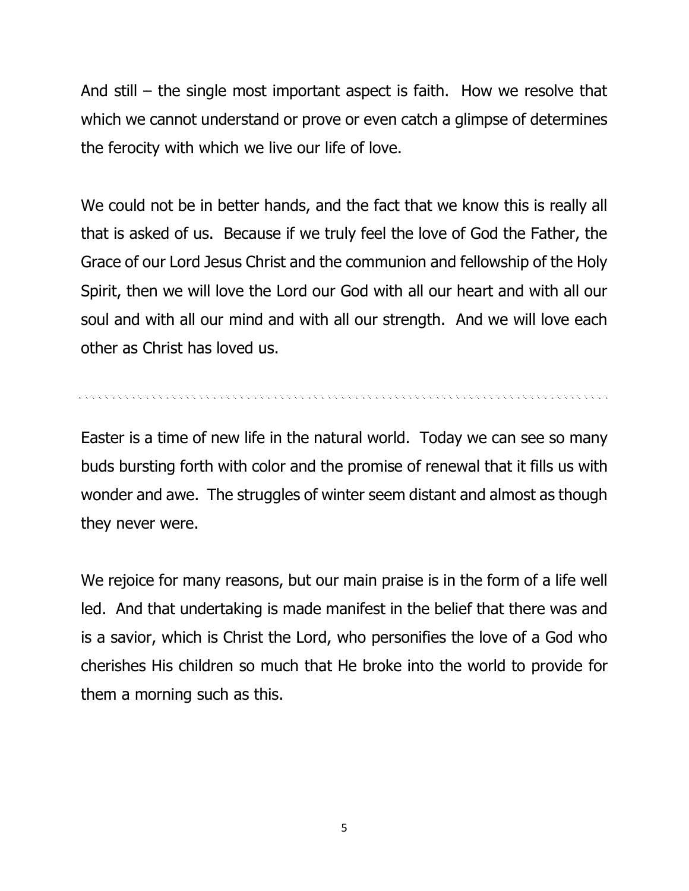And still – the single most important aspect is faith. How we resolve that which we cannot understand or prove or even catch a glimpse of determines the ferocity with which we live our life of love.

We could not be in better hands, and the fact that we know this is really all that is asked of us. Because if we truly feel the love of God the Father, the Grace of our Lord Jesus Christ and the communion and fellowship of the Holy Spirit, then we will love the Lord our God with all our heart and with all our soul and with all our mind and with all our strength. And we will love each other as Christ has loved us.

---

Easter is a time of new life in the natural world. Today we can see so many buds bursting forth with color and the promise of renewal that it fills us with wonder and awe. The struggles of winter seem distant and almost as though they never were.

We rejoice for many reasons, but our main praise is in the form of a life well led. And that undertaking is made manifest in the belief that there was and is a savior, which is Christ the Lord, who personifies the love of a God who cherishes His children so much that He broke into the world to provide for them a morning such as this.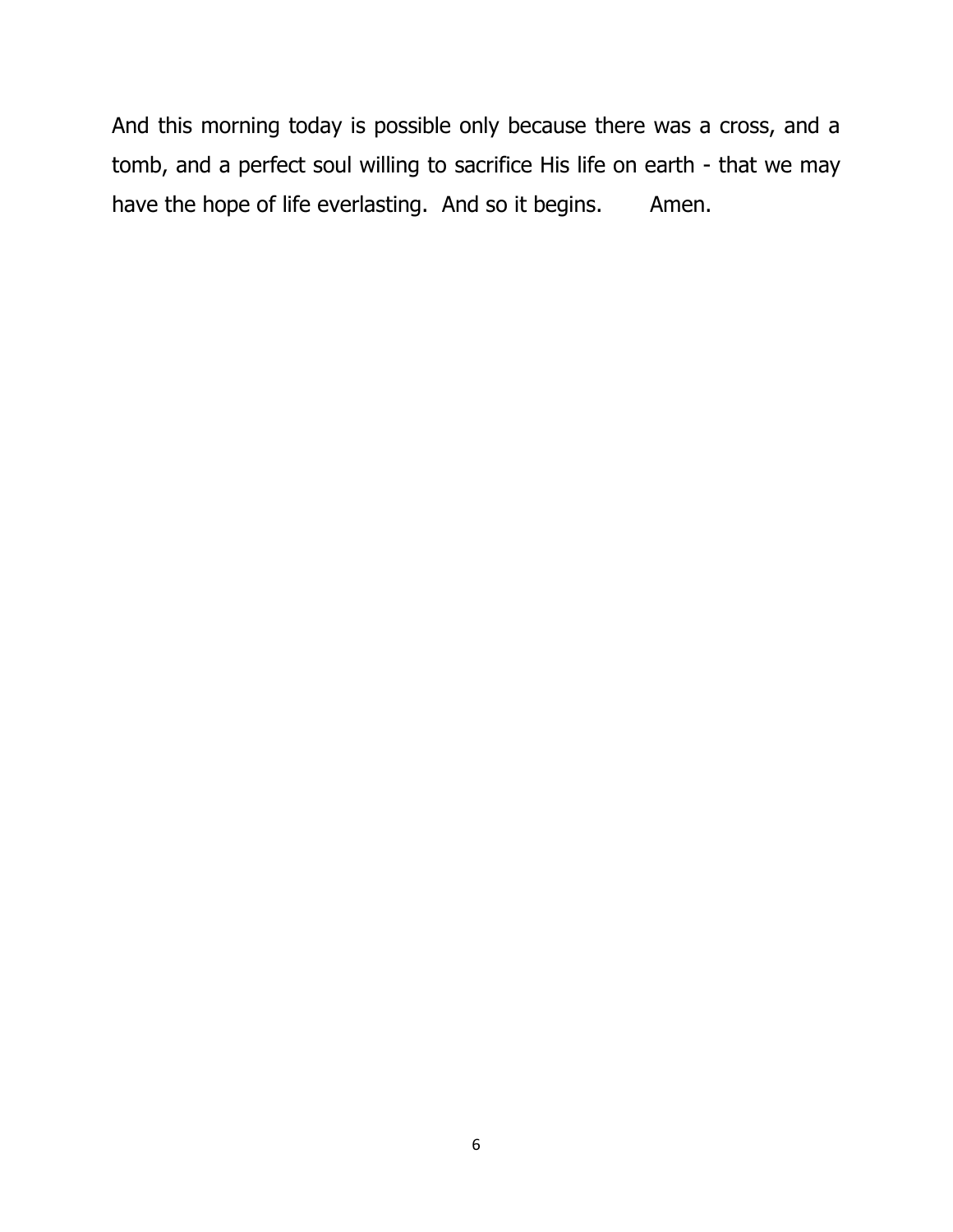And this morning today is possible only because there was a cross, and a tomb, and a perfect soul willing to sacrifice His life on earth - that we may have the hope of life everlasting.  And so it begins.        Amen.